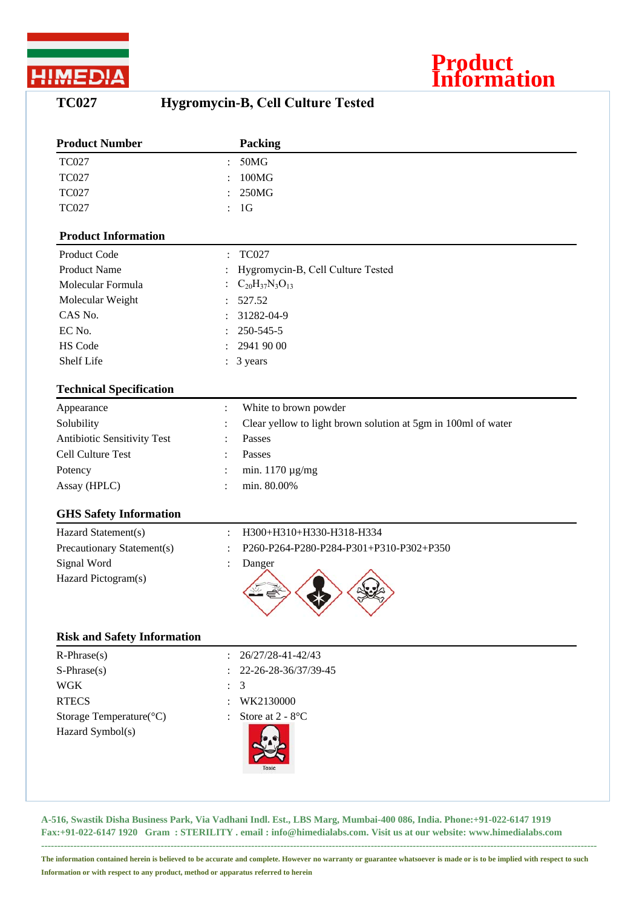# Product Information

## TC027 Hygromycin-B, Cell Culture Tested

| Product Number | | Packing |
|---|---|---|
| TC027 | : | 50MG |
| TC027 | : | 100MG |
| TC027 | : | 250MG |
| TC027 | : | 1G |

### Product Information

| | | |
|---|---|---|
| Product Code | : | TC027 |
| Product Name | : | Hygromycin-B, Cell Culture Tested |
| Molecular Formula | : | $C_{20}H_{37}N_3O_{13}$ |
| Molecular Weight | : | 527.52 |
| CAS No. | : | 31282-04-9 |
| EC No. | : | 250-545-5 |
| HS Code | : | 2941 90 00 |
| Shelf Life | : | 3 years |

### Technical Specification

| | | |
|---|---|---|
| Appearance | : | White to brown powder |
| Solubility | : | Clear yellow to light brown solution at 5gm in 100ml of water |
| Antibiotic Sensitivity Test | : | Passes |
| Cell Culture Test | : | Passes |
| Potency | : | min. 1170 µg/mg |
| Assay (HPLC) | : | min. 80.00% |

### GHS Safety Information

| | | |
|---|---|---|
| Hazard Statement(s) | : | H300+H310+H330-H318-H334 |
| Precautionary Statement(s) | : | P260-P264-P280-P284-P301+P310-P302+P350 |
| Signal Word | : | Danger |
| Hazard Pictogram(s) | | |

### Risk and Safety Information

| | | |
|---|---|---|
| R-Phrase(s) | : | 26/27/28-41-42/43 |
| S-Phrase(s) | : | 22-26-28-36/37/39-45 |
| WGK | : | 3 |
| RTECS | : | WK2130000 |
| Storage Temperature(°C) | : | Store at 2 - 8°C |
| Hazard Symbol(s) | | Toxic |

**A-516, Swastik Disha Business Park, Via Vadhani Indl. Est., LBS Marg, Mumbai-400 086, India. Phone:+91-022-6147 1919 Fax:+91-022-6147 1920 Gram : STERILITY . email : info@himedialabs.com. Visit us at our website: www.himedialabs.com**

**The information contained herein is believed to be accurate and complete. However no warranty or guarantee whatsoever is made or is to be implied with respect to such Information or with respect to any product, method or apparatus referred to herein**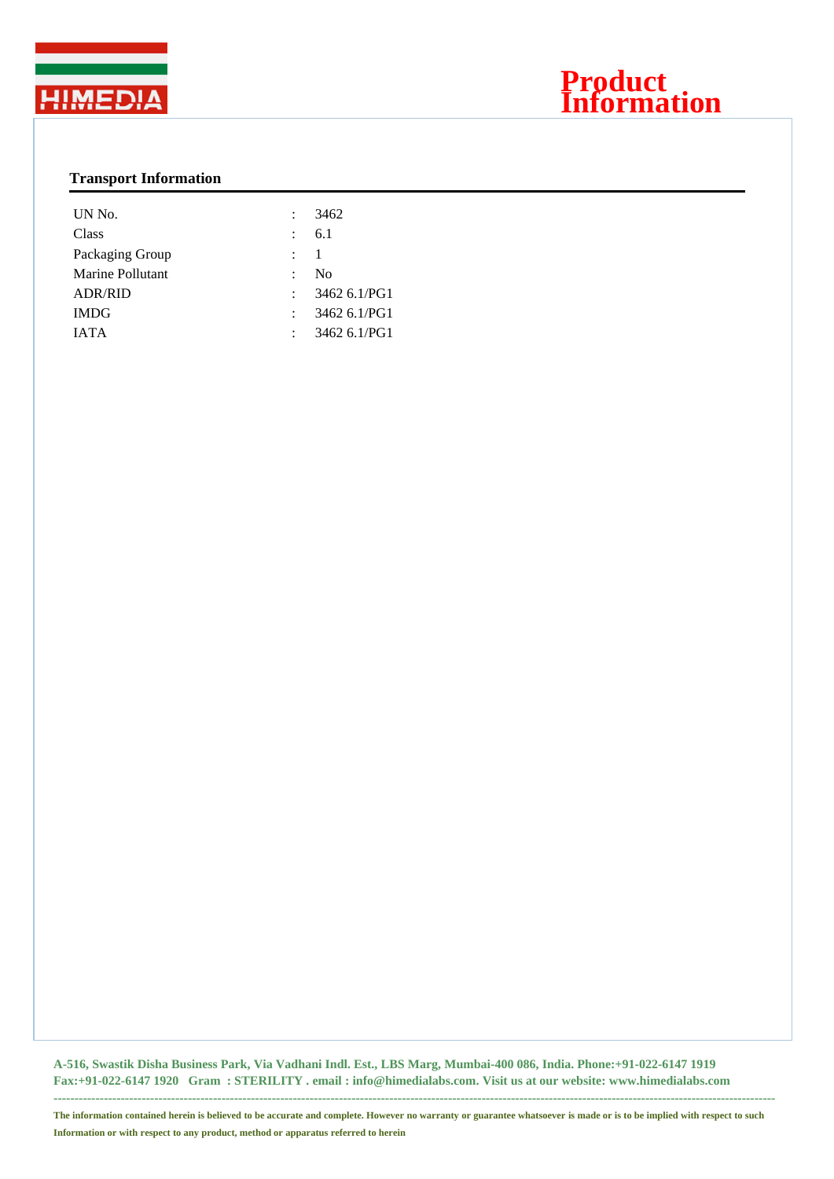## Transport Information

| | | |
|---|---|---|
| UN No. | : | 3462 |
| Class | : | 6.1 |
| Packaging Group | : | 1 |
| Marine Pollutant | : | No |
| ADR/RID | : | 3462 6.1/PG1 |
| IMDG | : | 3462 6.1/PG1 |
| IATA | : | 3462 6.1/PG1 |